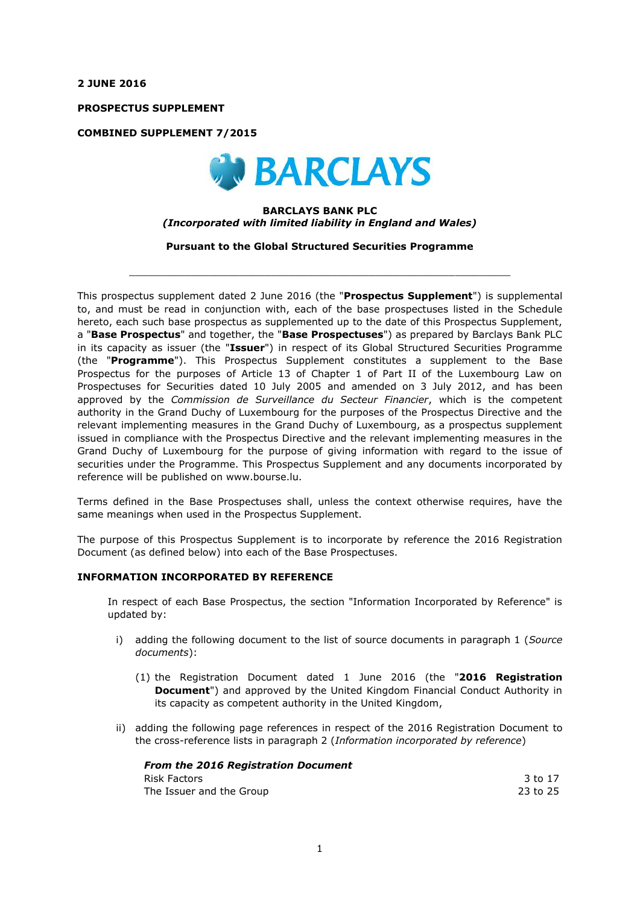**2 JUNE 2016**

**PROSPECTUS SUPPLEMENT**

**COMBINED SUPPLEMENT 7/2015**

**BARCLAYS BANK PLC**
***(Incorporated with limited liability in England and Wales)***

**Pursuant to the Global Structured Securities Programme**

---

This prospectus supplement dated 2 June 2016 (the "**Prospectus Supplement**") is supplemental to, and must be read in conjunction with, each of the base prospectuses listed in the Schedule hereto, each such base prospectus as supplemented up to the date of this Prospectus Supplement, a "**Base Prospectus**" and together, the "**Base Prospectuses**") as prepared by Barclays Bank PLC in its capacity as issuer (the "**Issuer**") in respect of its Global Structured Securities Programme (the "**Programme**"). This Prospectus Supplement constitutes a supplement to the Base Prospectus for the purposes of Article 13 of Chapter 1 of Part II of the Luxembourg Law on Prospectuses for Securities dated 10 July 2005 and amended on 3 July 2012, and has been approved by the *Commission de Surveillance du Secteur Financier*, which is the competent authority in the Grand Duchy of Luxembourg for the purposes of the Prospectus Directive and the relevant implementing measures in the Grand Duchy of Luxembourg, as a prospectus supplement issued in compliance with the Prospectus Directive and the relevant implementing measures in the Grand Duchy of Luxembourg for the purpose of giving information with regard to the issue of securities under the Programme. This Prospectus Supplement and any documents incorporated by reference will be published on www.bourse.lu.

Terms defined in the Base Prospectuses shall, unless the context otherwise requires, have the same meanings when used in the Prospectus Supplement.

The purpose of this Prospectus Supplement is to incorporate by reference the 2016 Registration Document (as defined below) into each of the Base Prospectuses.

**INFORMATION INCORPORATED BY REFERENCE**

In respect of each Base Prospectus, the section "Information Incorporated by Reference" is updated by:

i) adding the following document to the list of source documents in paragraph 1 (*Source documents*):

   (1) the Registration Document dated 1 June 2016 (the "**2016 Registration Document**") and approved by the United Kingdom Financial Conduct Authority in its capacity as competent authority in the United Kingdom,

ii) adding the following page references in respect of the 2016 Registration Document to the cross-reference lists in paragraph 2 (*Information incorporated by reference*)

| ***From the 2016 Registration Document*** | |
|---|---|
| Risk Factors | 3 to 17 |
| The Issuer and the Group | 23 to 25 |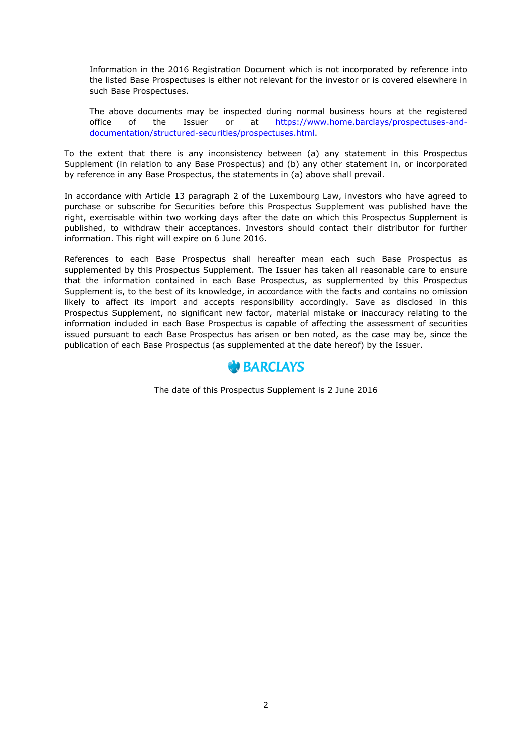Information in the 2016 Registration Document which is not incorporated by reference into the listed Base Prospectuses is either not relevant for the investor or is covered elsewhere in such Base Prospectuses.

The above documents may be inspected during normal business hours at the registered office of the Issuer or at https://www.home.barclays/prospectuses-and-documentation/structured-securities/prospectuses.html.

To the extent that there is any inconsistency between (a) any statement in this Prospectus Supplement (in relation to any Base Prospectus) and (b) any other statement in, or incorporated by reference in any Base Prospectus, the statements in (a) above shall prevail.

In accordance with Article 13 paragraph 2 of the Luxembourg Law, investors who have agreed to purchase or subscribe for Securities before this Prospectus Supplement was published have the right, exercisable within two working days after the date on which this Prospectus Supplement is published, to withdraw their acceptances. Investors should contact their distributor for further information. This right will expire on 6 June 2016.

References to each Base Prospectus shall hereafter mean each such Base Prospectus as supplemented by this Prospectus Supplement. The Issuer has taken all reasonable care to ensure that the information contained in each Base Prospectus, as supplemented by this Prospectus Supplement is, to the best of its knowledge, in accordance with the facts and contains no omission likely to affect its import and accepts responsibility accordingly. Save as disclosed in this Prospectus Supplement, no significant new factor, material mistake or inaccuracy relating to the information included in each Base Prospectus is capable of affecting the assessment of securities issued pursuant to each Base Prospectus has arisen or ben noted, as the case may be, since the publication of each Base Prospectus (as supplemented at the date hereof) by the Issuer.

BARCLAYS

The date of this Prospectus Supplement is 2 June 2016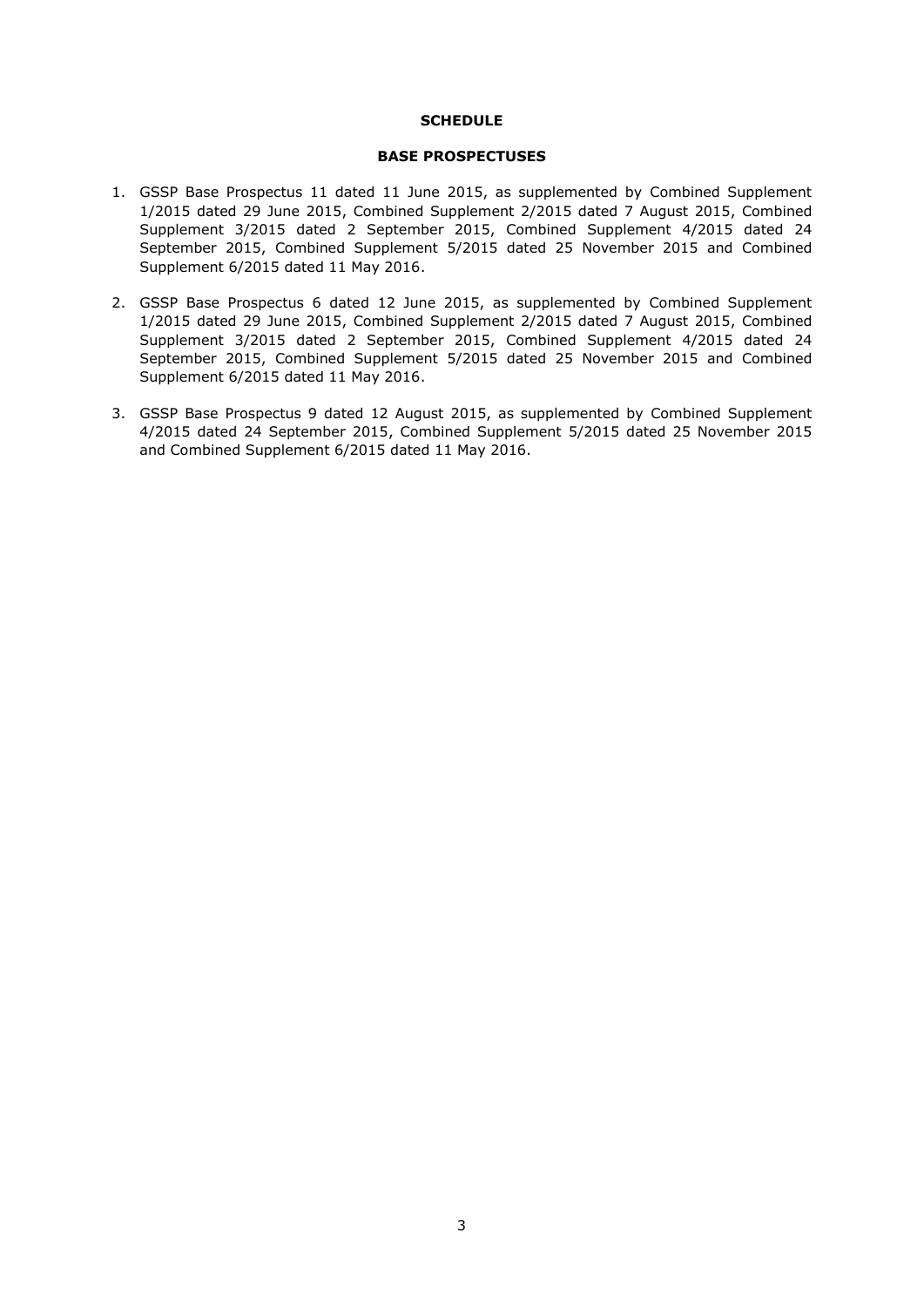**SCHEDULE**

**BASE PROSPECTUSES**

1. GSSP Base Prospectus 11 dated 11 June 2015, as supplemented by Combined Supplement 1/2015 dated 29 June 2015, Combined Supplement 2/2015 dated 7 August 2015, Combined Supplement 3/2015 dated 2 September 2015, Combined Supplement 4/2015 dated 24 September 2015, Combined Supplement 5/2015 dated 25 November 2015 and Combined Supplement 6/2015 dated 11 May 2016.

2. GSSP Base Prospectus 6 dated 12 June 2015, as supplemented by Combined Supplement 1/2015 dated 29 June 2015, Combined Supplement 2/2015 dated 7 August 2015, Combined Supplement 3/2015 dated 2 September 2015, Combined Supplement 4/2015 dated 24 September 2015, Combined Supplement 5/2015 dated 25 November 2015 and Combined Supplement 6/2015 dated 11 May 2016.

3. GSSP Base Prospectus 9 dated 12 August 2015, as supplemented by Combined Supplement 4/2015 dated 24 September 2015, Combined Supplement 5/2015 dated 25 November 2015 and Combined Supplement 6/2015 dated 11 May 2016.